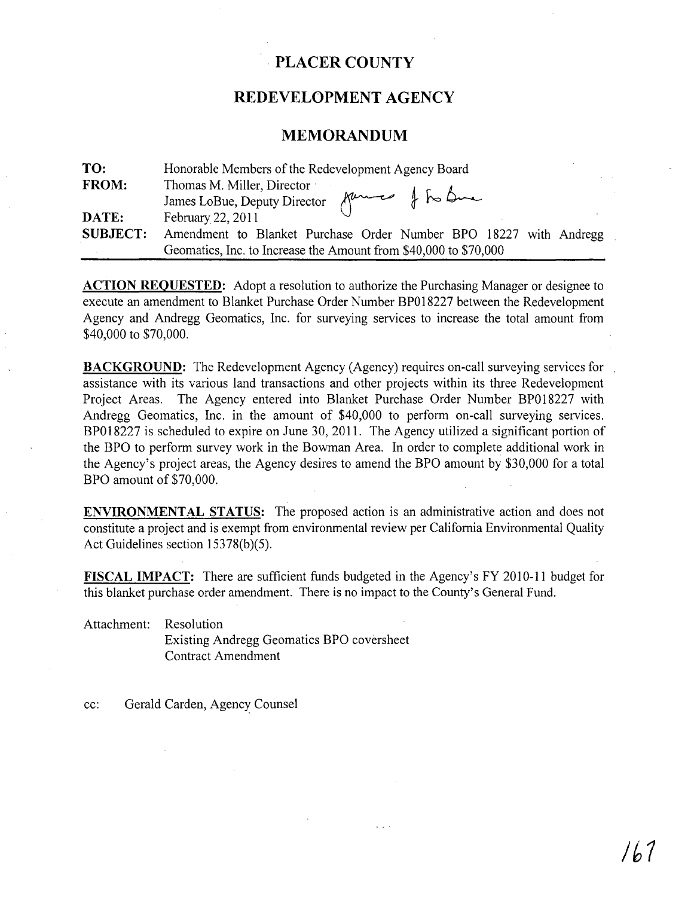# PLACER COUNTY

## REDEVELOPMENT AGENCY

## MEMORANDUM

| | |
|---|---|
| **TO:** | Honorable Members of the Redevelopment Agency Board |
| **FROM:** | Thomas M. Miller, Director<br>James LoBue, Deputy Director |
| **DATE:** | February 22, 2011 |
| **SUBJECT:** | Amendment to Blanket Purchase Order Number BPO 18227 with Andregg Geomatics, Inc. to Increase the Amount from $40,000 to $70,000 |

**ACTION REQUESTED:** Adopt a resolution to authorize the Purchasing Manager or designee to execute an amendment to Blanket Purchase Order Number BP018227 between the Redevelopment Agency and Andregg Geomatics, Inc. for surveying services to increase the total amount from $40,000 to $70,000.

**BACKGROUND:** The Redevelopment Agency (Agency) requires on-call surveying services for assistance with its various land transactions and other projects within its three Redevelopment Project Areas. The Agency entered into Blanket Purchase Order Number BP018227 with Andregg Geomatics, Inc. in the amount of $40,000 to perform on-call surveying services. BP018227 is scheduled to expire on June 30, 2011. The Agency utilized a significant portion of the BPO to perform survey work in the Bowman Area. In order to complete additional work in the Agency's project areas, the Agency desires to amend the BPO amount by $30,000 for a total BPO amount of $70,000.

**ENVIRONMENTAL STATUS:** The proposed action is an administrative action and does not constitute a project and is exempt from environmental review per California Environmental Quality Act Guidelines section 15378(b)(5).

**FISCAL IMPACT:** There are sufficient funds budgeted in the Agency's FY 2010-11 budget for this blanket purchase order amendment. There is no impact to the County's General Fund.

Attachment: Resolution
Existing Andregg Geomatics BPO coversheet
Contract Amendment

cc: Gerald Carden, Agency Counsel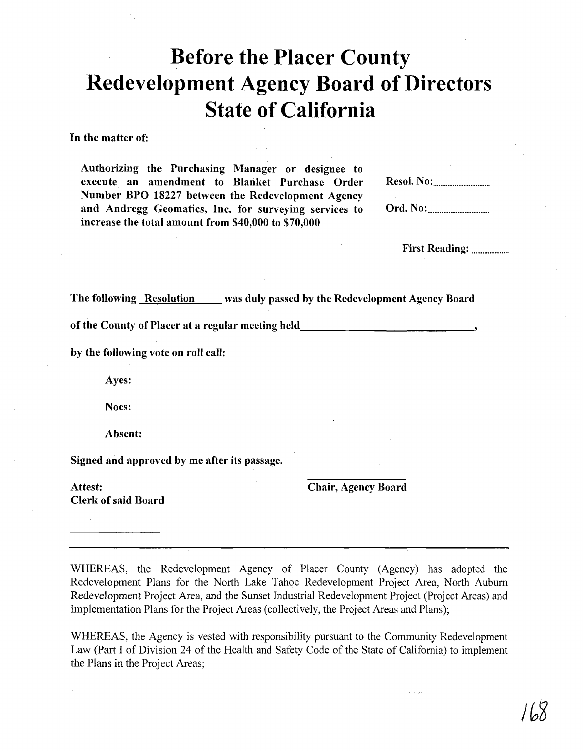# Before the Placer County Redevelopment Agency Board of Directors State of California

**In the matter of:**

**Authorizing the Purchasing Manager or designee to execute an amendment to Blanket Purchase Order Number BPO 18227 between the Redevelopment Agency and Andregg Geomatics, Inc. for surveying services to increase the total amount from $40,000 to $70,000**

**Resol. No:**..............................

**Ord. No:**..............................

**First Reading:** ....................

**The following Resolution was duly passed by the Redevelopment Agency Board**

**of the County of Placer at a regular meeting held ______________________________,**

**by the following vote on roll call:**

**Ayes:**

**Noes:**

**Absent:**

**Signed and approved by me after its passage.**

**Attest:**
**Clerk of said Board**

______________

**Chair, Agency Board**

---

WHEREAS, the Redevelopment Agency of Placer County (Agency) has adopted the Redevelopment Plans for the North Lake Tahoe Redevelopment Project Area, North Auburn Redevelopment Project Area, and the Sunset Industrial Redevelopment Project (Project Areas) and Implementation Plans for the Project Areas (collectively, the Project Areas and Plans);

WHEREAS, the Agency is vested with responsibility pursuant to the Community Redevelopment Law (Part I of Division 24 of the Health and Safety Code of the State of California) to implement the Plans in the Project Areas;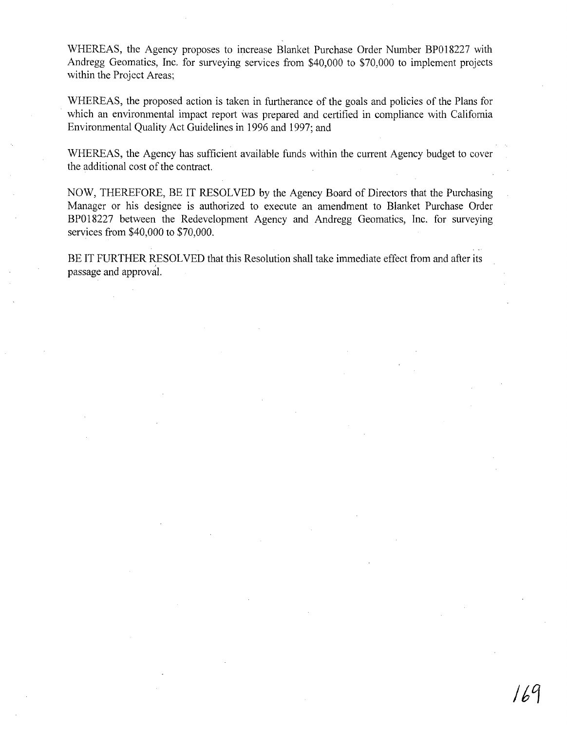WHEREAS, the Agency proposes to increase Blanket Purchase Order Number BP018227 with Andregg Geomatics, Inc. for surveying services from $40,000 to $70,000 to implement projects within the Project Areas;

WHEREAS, the proposed action is taken in furtherance of the goals and policies of the Plans for which an environmental impact report was prepared and certified in compliance with California Environmental Quality Act Guidelines in 1996 and 1997; and

WHEREAS, the Agency has sufficient available funds within the current Agency budget to cover the additional cost of the contract.

NOW, THEREFORE, BE IT RESOLVED by the Agency Board of Directors that the Purchasing Manager or his designee is authorized to execute an amendment to Blanket Purchase Order BP018227 between the Redevelopment Agency and Andregg Geomatics, Inc. for surveying services from $40,000 to $70,000.

BE IT FURTHER RESOLVED that this Resolution shall take immediate effect from and after its passage and approval.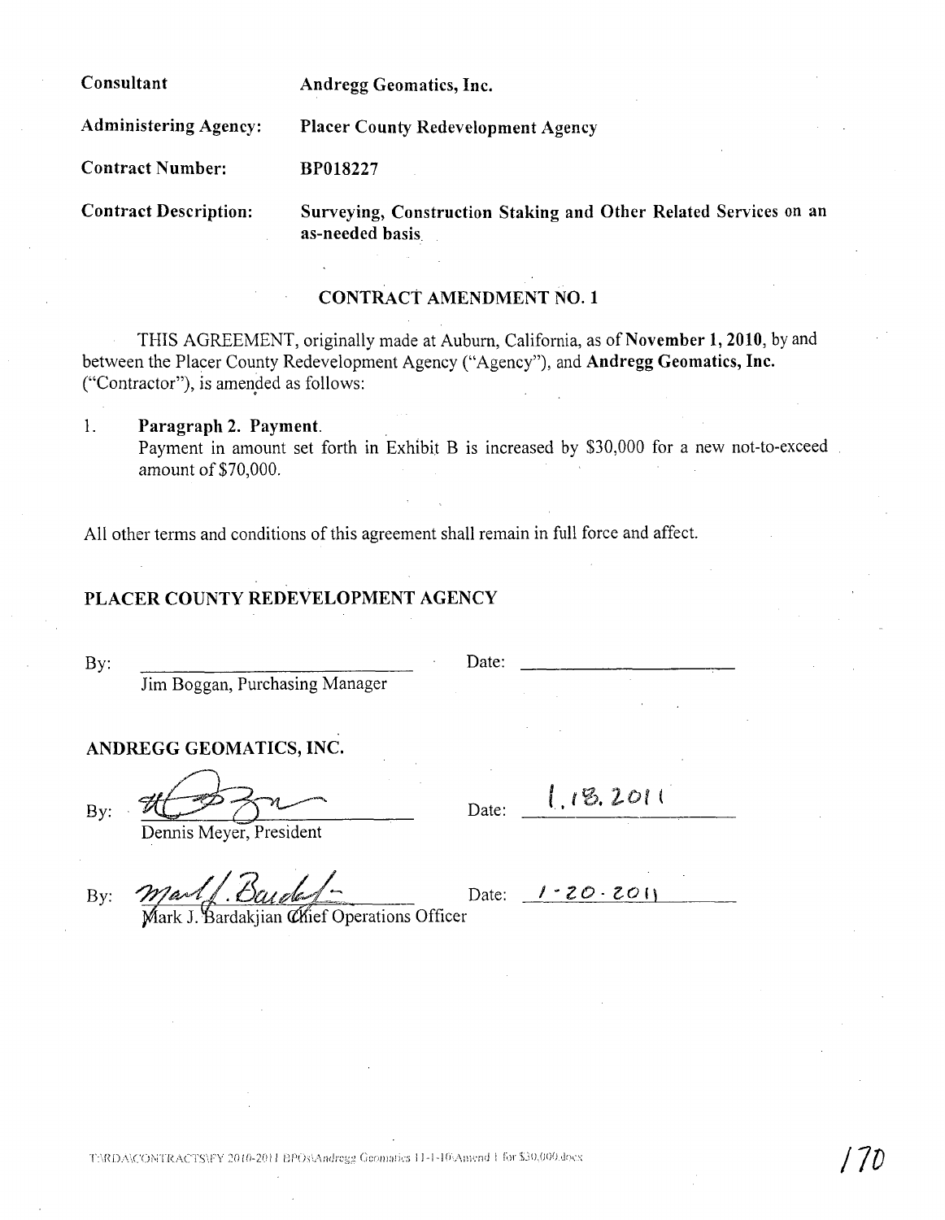| | |
|---|---|
| **Consultant** | **Andregg Geomatics, Inc.** |
| **Administering Agency:** | **Placer County Redevelopment Agency** |
| **Contract Number:** | **BP018227** |
| **Contract Description:** | **Surveying, Construction Staking and Other Related Services on an as-needed basis** |

## CONTRACT AMENDMENT NO. 1

THIS AGREEMENT, originally made at Auburn, California, as of **November 1, 2010**, by and between the Placer County Redevelopment Agency ("Agency"), and **Andregg Geomatics, Inc.** ("Contractor"), is amended as follows:

1. **Paragraph 2. Payment.**
   Payment in amount set forth in Exhibit B is increased by $30,000 for a new not-to-exceed amount of $70,000.

All other terms and conditions of this agreement shall remain in full force and affect.

### PLACER COUNTY REDEVELOPMENT AGENCY

By: ______________________________ Date: ______________________
Jim Boggan, Purchasing Manager

### ANDREGG GEOMATICS, INC.

By: [signature] Date: 1.18.2011
Dennis Meyer, President

By: [signature] Date: 1-20-2011
Mark J. Bardakjian Chief Operations Officer

T:\RDA\CONTRACTS\FY 2010-2011 BPOs\Andregg Geomatics 11-1-10\Amend 1 for $30,000.docx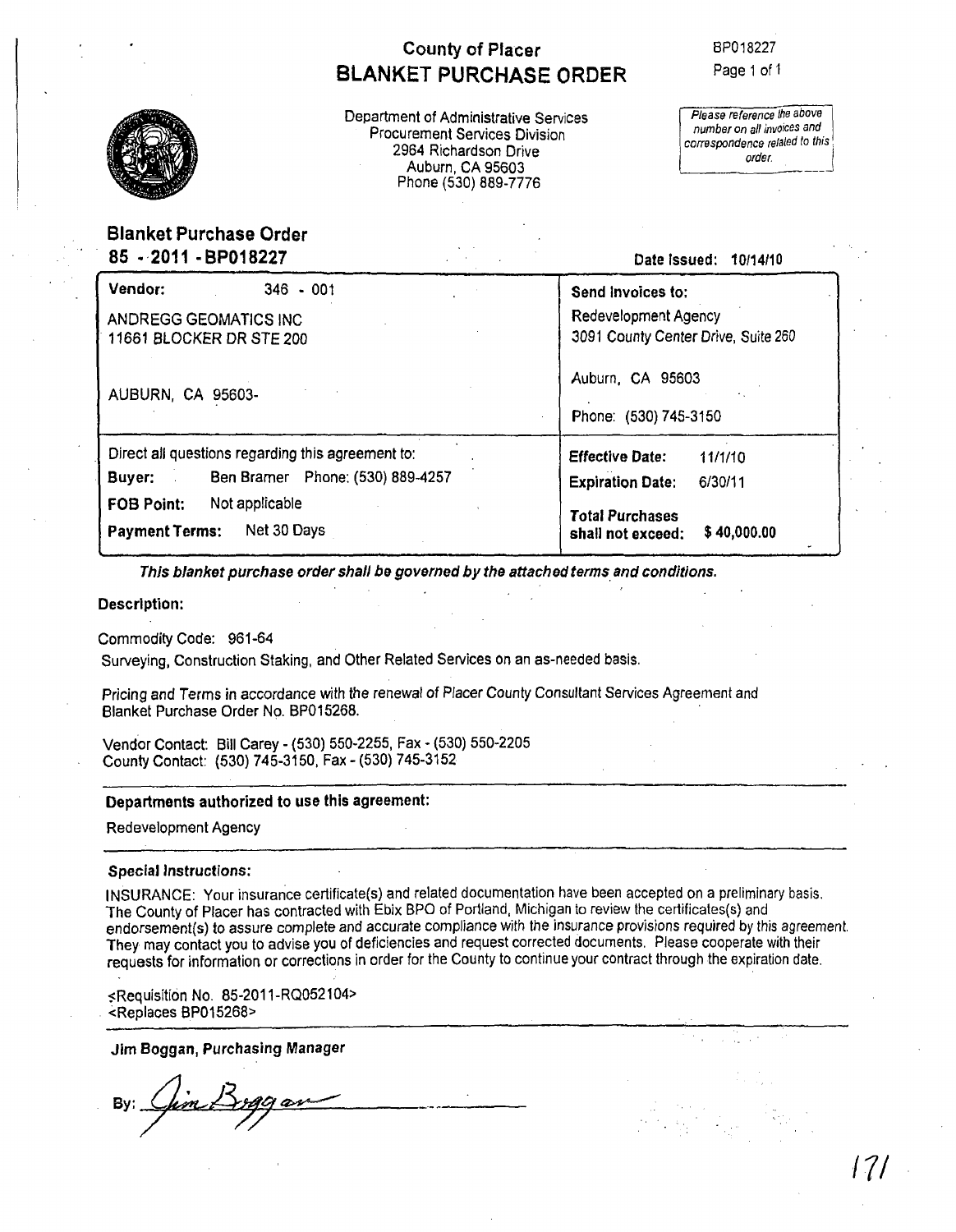# County of Placer
# BLANKET PURCHASE ORDER

BP018227

Department of Administrative Services
Procurement Services Division
2964 Richardson Drive
Auburn, CA 95603
Phone (530) 889-7776

*Please reference the above number on all invoices and correspondence related to this order.*

## Blanket Purchase Order
**85 - 2011 - BP018227**

**Date Issued: 10/14/10**

| | |
|---|---|
| **Vendor:** 346 - 001<br>ANDREGG GEOMATICS INC<br>11661 BLOCKER DR STE 200<br>AUBURN, CA 95603- | **Send Invoices to:**<br>Redevelopment Agency<br>3091 County Center Drive, Suite 260<br>Auburn, CA 95603<br>Phone: (530) 745-3150 |
| Direct all questions regarding this agreement to:<br>**Buyer:** Ben Bramer Phone: (530) 889-4257<br>**FOB Point:** Not applicable<br>**Payment Terms:** Net 30 Days | **Effective Date:** 11/1/10<br>**Expiration Date:** 6/30/11<br>**Total Purchases shall not exceed:** $ 40,000.00 |

***This blanket purchase order shall be governed by the attached terms and conditions.***

**Description:**

Commodity Code: 961-64
Surveying, Construction Staking, and Other Related Services on an as-needed basis.

Pricing and Terms in accordance with the renewal of Placer County Consultant Services Agreement and Blanket Purchase Order No. BP015268.

Vendor Contact: Bill Carey - (530) 550-2255, Fax - (530) 550-2205
County Contact: (530) 745-3150, Fax - (530) 745-3152

**Departments authorized to use this agreement:**

Redevelopment Agency

**Special Instructions:**

INSURANCE: Your insurance certificate(s) and related documentation have been accepted on a preliminary basis. The County of Placer has contracted with Ebix BPO of Portland, Michigan to review the certificates(s) and endorsement(s) to assure complete and accurate compliance with the insurance provisions required by this agreement. They may contact you to advise you of deficiencies and request corrected documents. Please cooperate with their requests for information or corrections in order for the County to continue your contract through the expiration date.

<Requisition No. 85-2011-RQ052104>
<Replaces BP015268>

**Jim Boggan, Purchasing Manager**

By: *Jim Boggan*